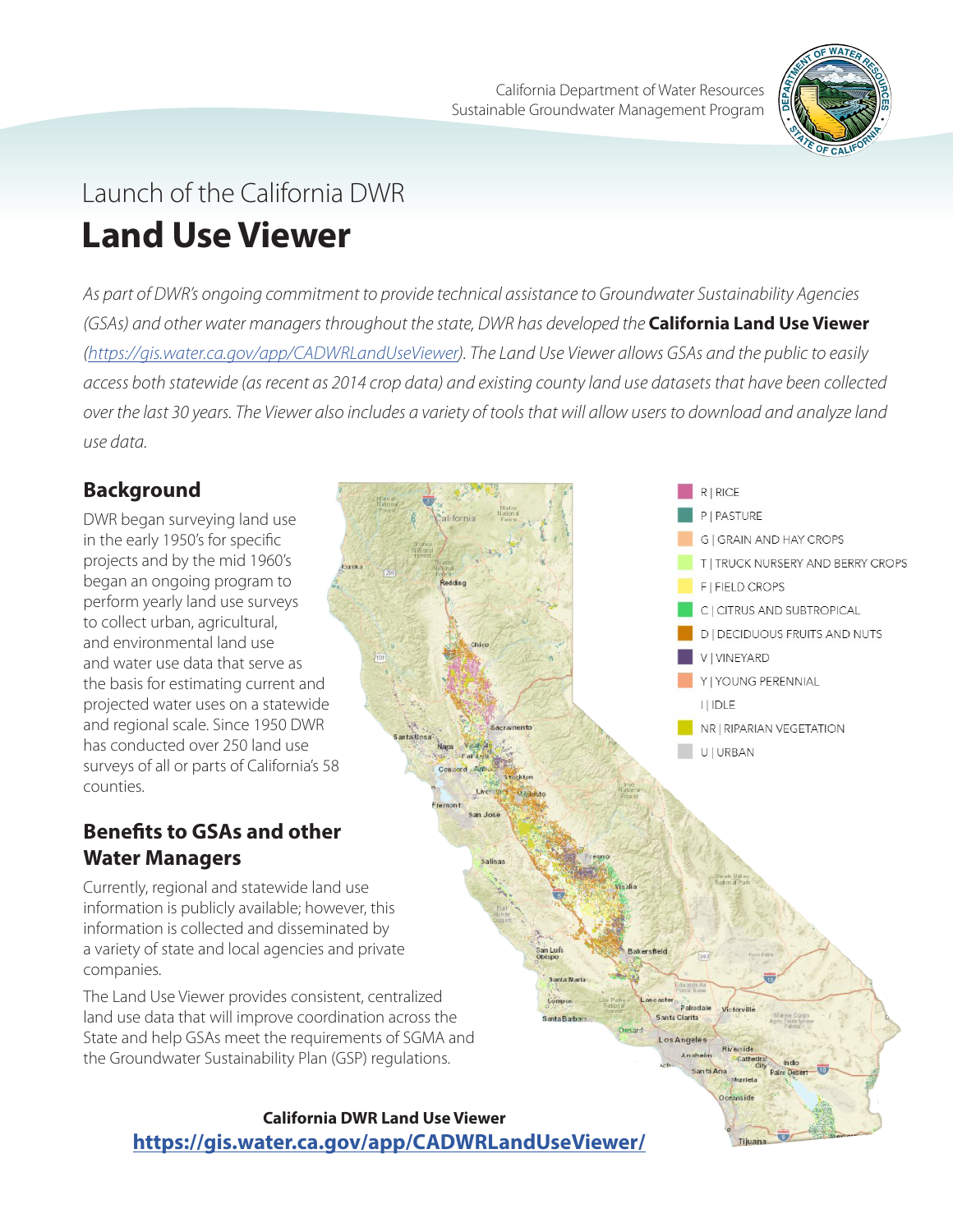California Department of Water Resources
Sustainable Groundwater Management Program

# Launch of the California DWR **Land Use Viewer**

*As part of DWR's ongoing commitment to provide technical assistance to Groundwater Sustainability Agencies (GSAs) and other water managers throughout the state, DWR has developed the* **California Land Use Viewer** *(https://gis.water.ca.gov/app/CADWRLandUseViewer). The Land Use Viewer allows GSAs and the public to easily access both statewide (as recent as 2014 crop data) and existing county land use datasets that have been collected over the last 30 years. The Viewer also includes a variety of tools that will allow users to download and analyze land use data.*

## Background

DWR began surveying land use in the early 1950's for specific projects and by the mid 1960's began an ongoing program to perform yearly land use surveys to collect urban, agricultural, and environmental land use and water use data that serve as the basis for estimating current and projected water uses on a statewide and regional scale. Since 1950 DWR has conducted over 250 land use surveys of all or parts of California's 58 counties.

## Benefits to GSAs and other Water Managers

Currently, regional and statewide land use information is publicly available; however, this information is collected and disseminated by a variety of state and local agencies and private companies.

The Land Use Viewer provides consistent, centralized land use data that will improve coordination across the State and help GSAs meet the requirements of SGMA and the Groundwater Sustainability Plan (GSP) regulations.

- R | RICE
- P | PASTURE
- G | GRAIN AND HAY CROPS
- T | TRUCK NURSERY AND BERRY CROPS
- F | FIELD CROPS
- C | CITRUS AND SUBTROPICAL
- D | DECIDUOUS FRUITS AND NUTS
- V | VINEYARD
- Y | YOUNG PERENNIAL
- I | IDLE
- NR | RIPARIAN VEGETATION
- U | URBAN

**California DWR Land Use Viewer**
**https://gis.water.ca.gov/app/CADWRLandUseViewer/**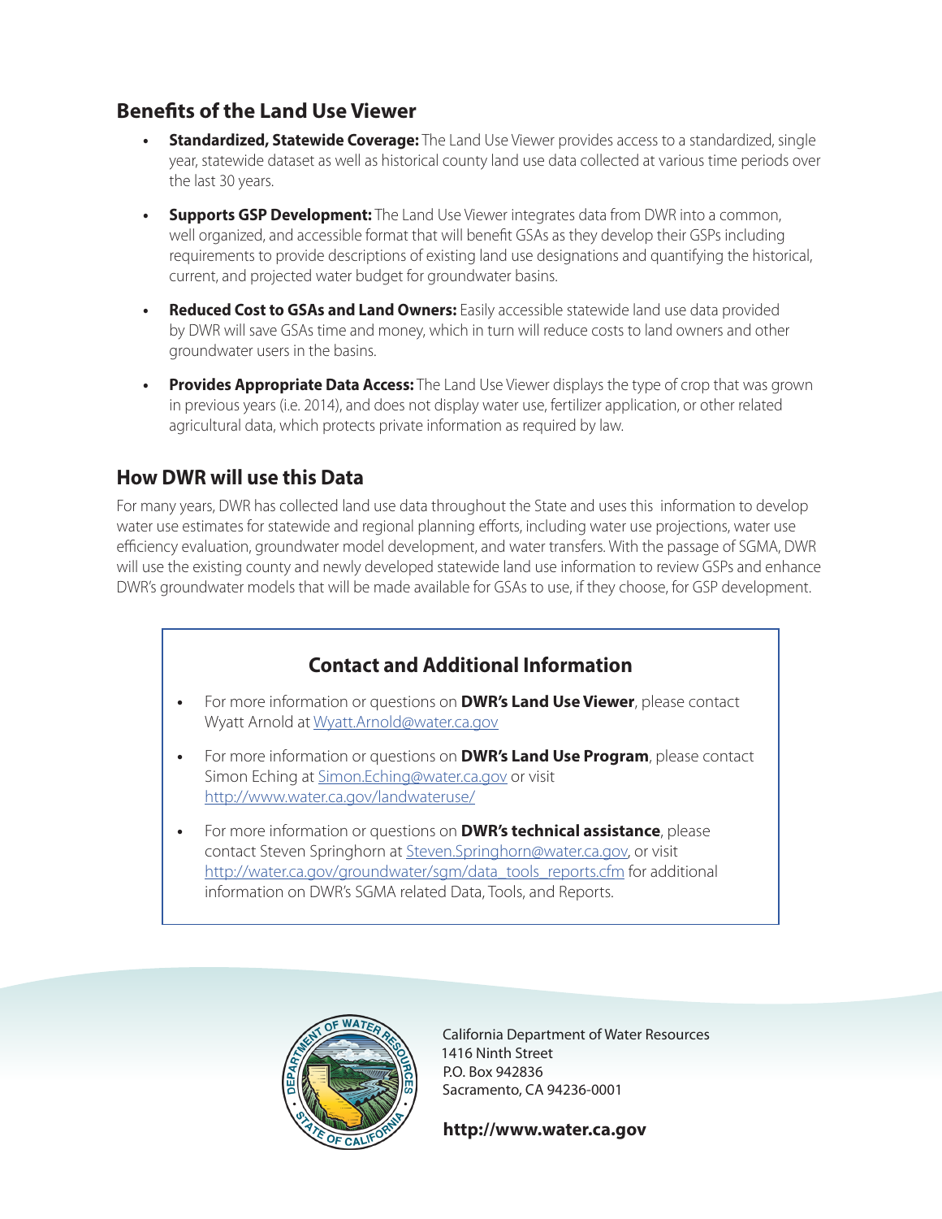## Benefits of the Land Use Viewer

- **Standardized, Statewide Coverage:** The Land Use Viewer provides access to a standardized, single year, statewide dataset as well as historical county land use data collected at various time periods over the last 30 years.

- **Supports GSP Development:** The Land Use Viewer integrates data from DWR into a common, well organized, and accessible format that will benefit GSAs as they develop their GSPs including requirements to provide descriptions of existing land use designations and quantifying the historical, current, and projected water budget for groundwater basins.

- **Reduced Cost to GSAs and Land Owners:** Easily accessible statewide land use data provided by DWR will save GSAs time and money, which in turn will reduce costs to land owners and other groundwater users in the basins.

- **Provides Appropriate Data Access:** The Land Use Viewer displays the type of crop that was grown in previous years (i.e. 2014), and does not display water use, fertilizer application, or other related agricultural data, which protects private information as required by law.

## How DWR will use this Data

For many years, DWR has collected land use data throughout the State and uses this information to develop water use estimates for statewide and regional planning efforts, including water use projections, water use efficiency evaluation, groundwater model development, and water transfers. With the passage of SGMA, DWR will use the existing county and newly developed statewide land use information to review GSPs and enhance DWR's groundwater models that will be made available for GSAs to use, if they choose, for GSP development.

### Contact and Additional Information

- For more information or questions on **DWR's Land Use Viewer**, please contact Wyatt Arnold at Wyatt.Arnold@water.ca.gov

- For more information or questions on **DWR's Land Use Program**, please contact Simon Eching at Simon.Eching@water.ca.gov or visit http://www.water.ca.gov/landwateruse/

- For more information or questions on **DWR's technical assistance**, please contact Steven Springhorn at Steven.Springhorn@water.ca.gov, or visit http://water.ca.gov/groundwater/sgm/data_tools_reports.cfm for additional information on DWR's SGMA related Data, Tools, and Reports.

California Department of Water Resources
1416 Ninth Street
P.O. Box 942836
Sacramento, CA 94236-0001

**http://www.water.ca.gov**